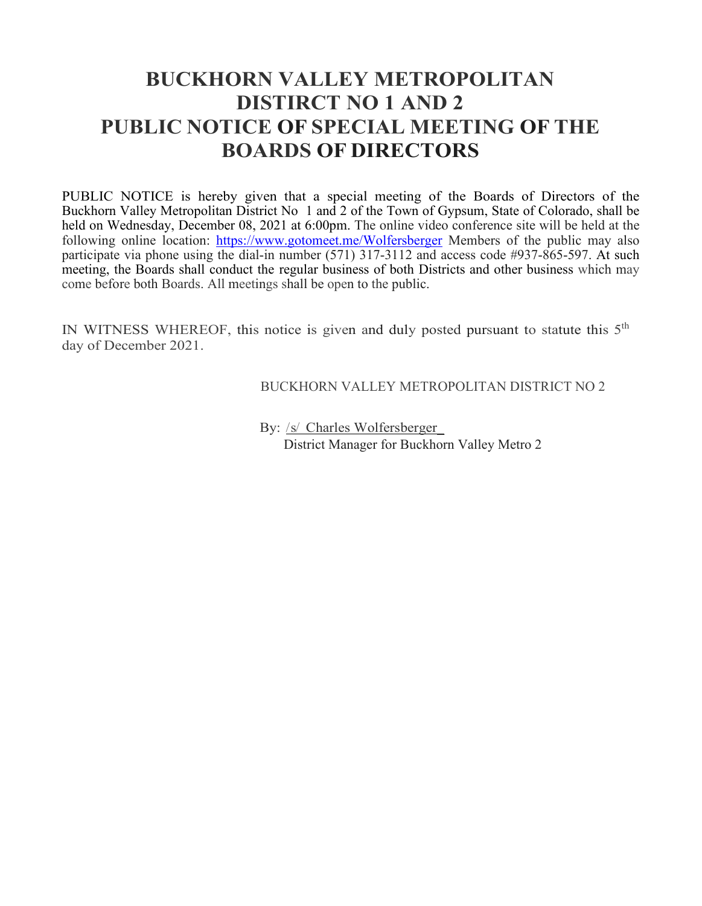# BUCKHORN VALLEY METROPOLITAN DISTIRCT NO 1 AND 2 PUBLIC NOTICE OF SPECIAL MEETING OF THE BOARDS OF DIRECTORS

PUBLIC NOTICE is hereby given that a special meeting of the Boards of Directors of the Buckhorn Valley Metropolitan District No 1 and 2 of the Town of Gypsum, State of Colorado, shall be held on Wednesday, December 08, 2021 at 6:00pm. The online video conference site will be held at the following online location: https://www.gotomeet.me/Wolfersberger Members of the public may also participate via phone using the dial-in number (571) 317-3112 and access code #937-865-597. At such meeting, the Boards shall conduct the regular business of both Districts and other business which may come before both Boards. All meetings shall be open to the public.

IN WITNESS WHEREOF, this notice is given and duly posted pursuant to statute this 5th day of December 2021.

BUCKHORN VALLEY METROPOLITAN DISTRICT NO 2

By: /s/ Charles Wolfersberger
District Manager for Buckhorn Valley Metro 2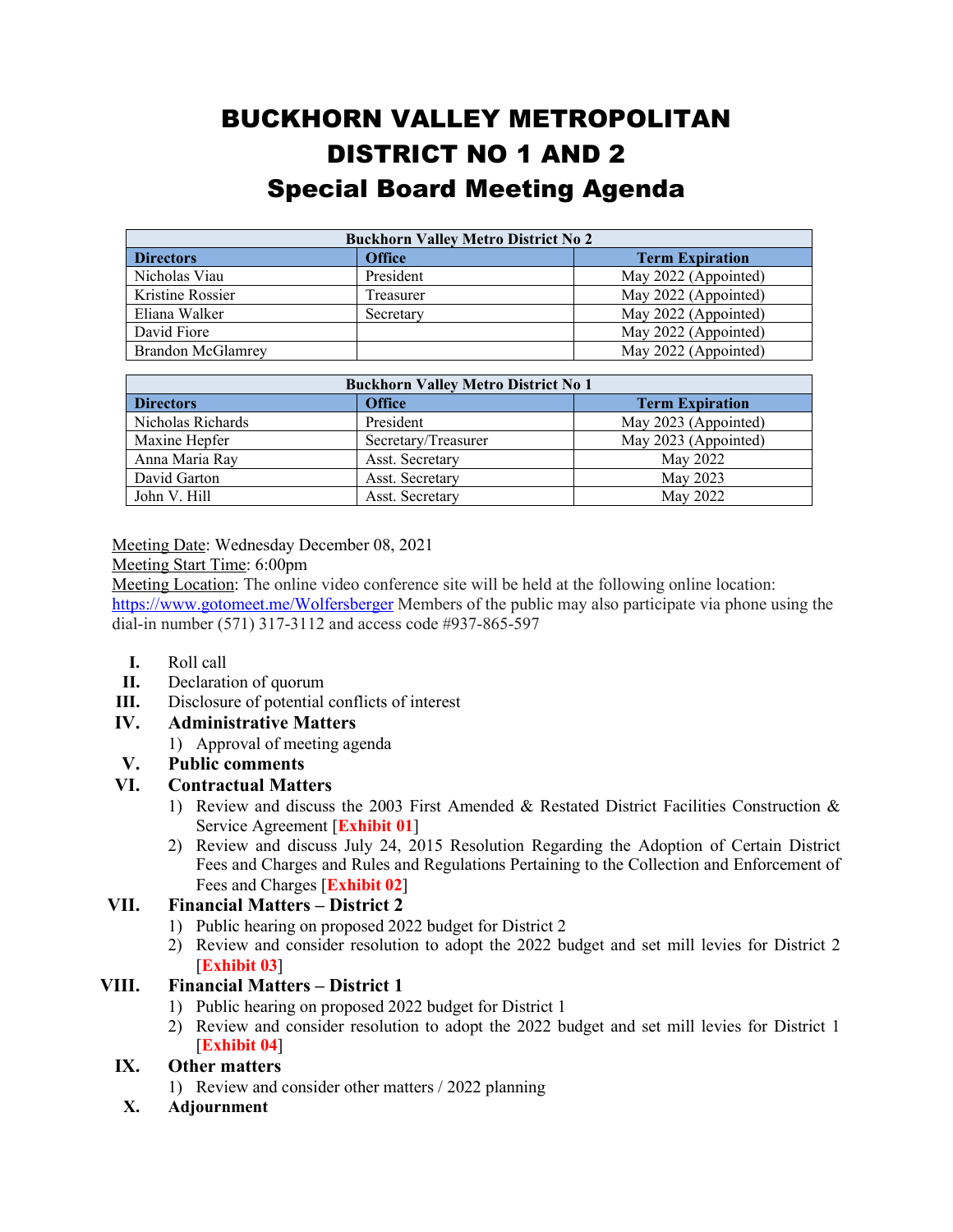# BUCKHORN VALLEY METROPOLITAN DISTRICT NO 1 AND 2

# Special Board Meeting Agenda

| Buckhorn Valley Metro District No 2 | | |
|---|---|---|
| **Directors** | **Office** | **Term Expiration** |
| Nicholas Viau | President | May 2022 (Appointed) |
| Kristine Rossier | Treasurer | May 2022 (Appointed) |
| Eliana Walker | Secretary | May 2022 (Appointed) |
| David Fiore | | May 2022 (Appointed) |
| Brandon McGlamrey | | May 2022 (Appointed) |

| Buckhorn Valley Metro District No 1 | | |
|---|---|---|
| **Directors** | **Office** | **Term Expiration** |
| Nicholas Richards | President | May 2023 (Appointed) |
| Maxine Hepfer | Secretary/Treasurer | May 2023 (Appointed) |
| Anna Maria Ray | Asst. Secretary | May 2022 |
| David Garton | Asst. Secretary | May 2023 |
| John V. Hill | Asst. Secretary | May 2022 |

Meeting Date: Wednesday December 08, 2021

Meeting Start Time: 6:00pm

Meeting Location: The online video conference site will be held at the following online location: https://www.gotomeet.me/Wolfersberger Members of the public may also participate via phone using the dial-in number (571) 317-3112 and access code #937-865-597

I. Roll call

II. Declaration of quorum

III. Disclosure of potential conflicts of interest

IV. **Administrative Matters**
   1) Approval of meeting agenda

V. **Public comments**

VI. **Contractual Matters**
   1) Review and discuss the 2003 First Amended & Restated District Facilities Construction & Service Agreement [**Exhibit 01**]
   2) Review and discuss July 24, 2015 Resolution Regarding the Adoption of Certain District Fees and Charges and Rules and Regulations Pertaining to the Collection and Enforcement of Fees and Charges [**Exhibit 02**]

VII. **Financial Matters – District 2**
   1) Public hearing on proposed 2022 budget for District 2
   2) Review and consider resolution to adopt the 2022 budget and set mill levies for District 2 [**Exhibit 03**]

VIII. **Financial Matters – District 1**
   1) Public hearing on proposed 2022 budget for District 1
   2) Review and consider resolution to adopt the 2022 budget and set mill levies for District 1 [**Exhibit 04**]

IX. **Other matters**
   1) Review and consider other matters / 2022 planning

X. **Adjournment**